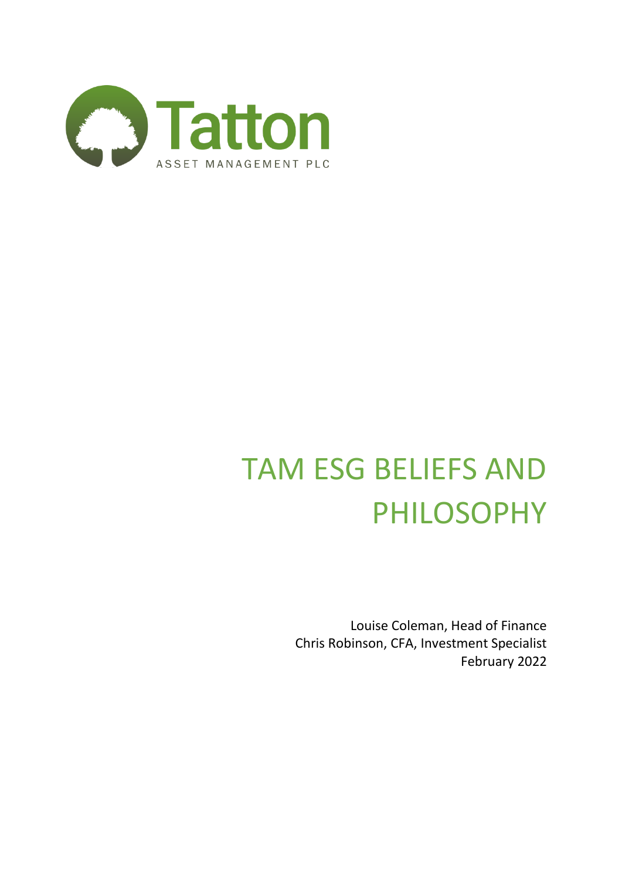Tatton

ASSET MANAGEMENT PLC

# TAM ESG BELIEFS AND PHILOSOPHY

Louise Coleman, Head of Finance
Chris Robinson, CFA, Investment Specialist
February 2022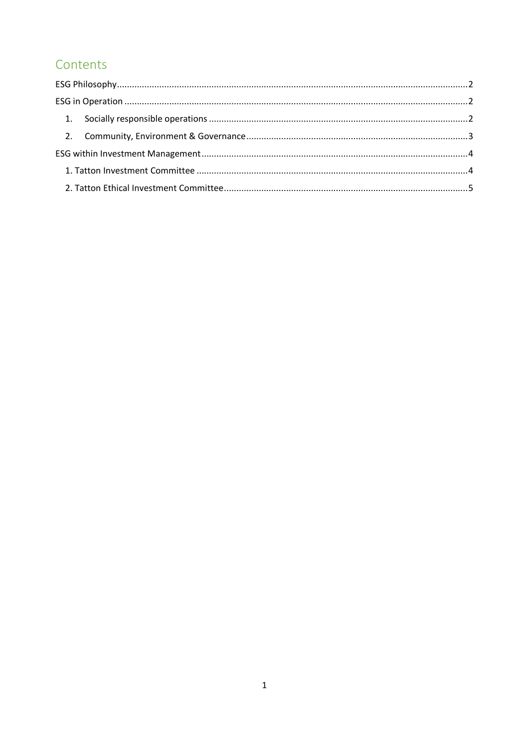## Contents

ESG Philosophy....................................................................................................................................2

ESG in Operation ..................................................................................................................................2

1. Socially responsible operations ..................................................................................................2
2. Community, Environment & Governance....................................................................................3

ESG within Investment Management..................................................................................................4

1. Tatton Investment Committee .......................................................................................................4
2. Tatton Ethical Investment Committee...........................................................................................5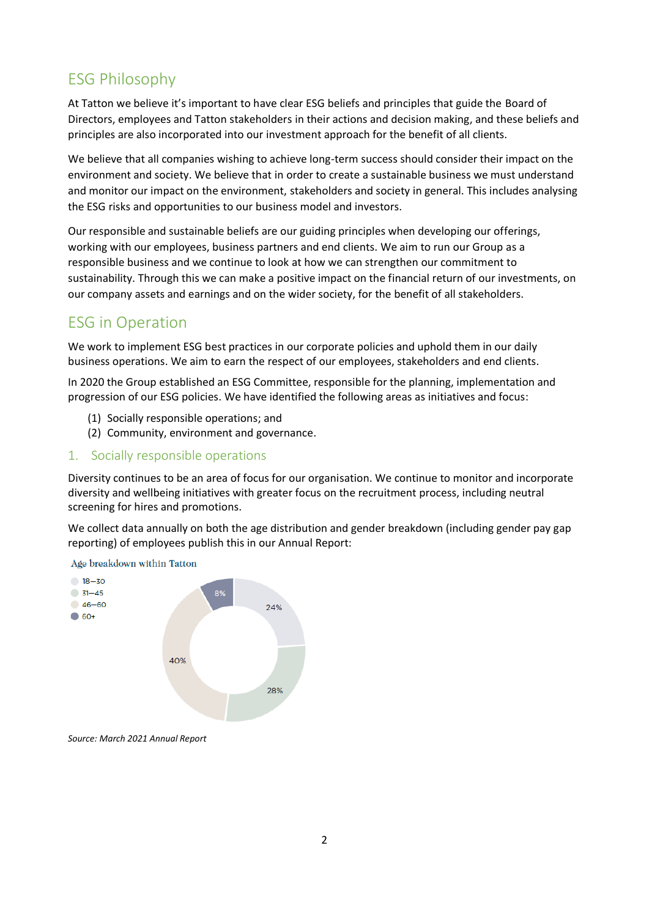## ESG Philosophy

At Tatton we believe it's important to have clear ESG beliefs and principles that guide the Board of Directors, employees and Tatton stakeholders in their actions and decision making, and these beliefs and principles are also incorporated into our investment approach for the benefit of all clients.

We believe that all companies wishing to achieve long-term success should consider their impact on the environment and society. We believe that in order to create a sustainable business we must understand and monitor our impact on the environment, stakeholders and society in general. This includes analysing the ESG risks and opportunities to our business model and investors.

Our responsible and sustainable beliefs are our guiding principles when developing our offerings, working with our employees, business partners and end clients. We aim to run our Group as a responsible business and we continue to look at how we can strengthen our commitment to sustainability. Through this we can make a positive impact on the financial return of our investments, on our company assets and earnings and on the wider society, for the benefit of all stakeholders.

## ESG in Operation

We work to implement ESG best practices in our corporate policies and uphold them in our daily business operations. We aim to earn the respect of our employees, stakeholders and end clients.

In 2020 the Group established an ESG Committee, responsible for the planning, implementation and progression of our ESG policies. We have identified the following areas as initiatives and focus:

(1) Socially responsible operations; and
(2) Community, environment and governance.

### 1. Socially responsible operations

Diversity continues to be an area of focus for our organisation. We continue to monitor and incorporate diversity and wellbeing initiatives with greater focus on the recruitment process, including neutral screening for hires and promotions.

We collect data annually on both the age distribution and gender breakdown (including gender pay gap reporting) of employees publish this in our Annual Report:

Age breakdown within Tatton

| Age | % |
|---|---|
| 18–30 | 24% |
| 31–45 | 28% |
| 46–60 | 40% |
| 60+ | 8% |

*Source: March 2021 Annual Report*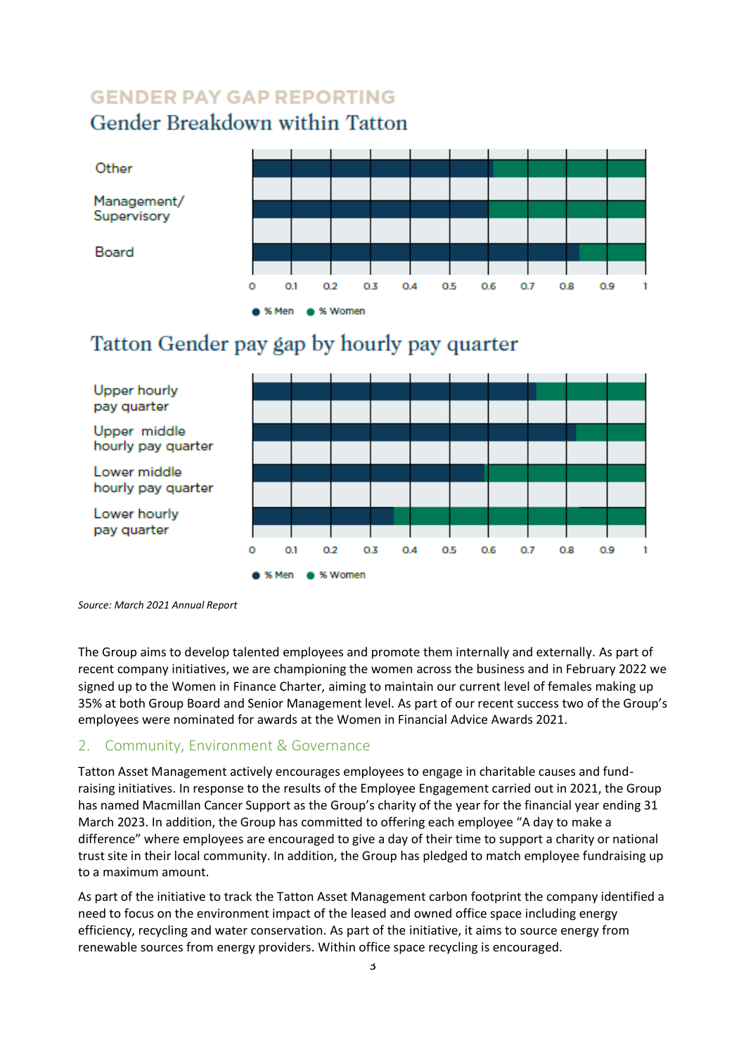GENDER PAY GAP REPORTING

## Gender Breakdown within Tatton

Other

Management/ Supervisory

Board

0 0.1 0.2 0.3 0.4 0.5 0.6 0.7 0.8 0.9 1

● % Men ● % Women

## Tatton Gender pay gap by hourly pay quarter

Upper hourly pay quarter

Upper middle hourly pay quarter

Lower middle hourly pay quarter

Lower hourly pay quarter

0 0.1 0.2 0.3 0.4 0.5 0.6 0.7 0.8 0.9 1

● % Men ● % Women

*Source: March 2021 Annual Report*

The Group aims to develop talented employees and promote them internally and externally. As part of recent company initiatives, we are championing the women across the business and in February 2022 we signed up to the Women in Finance Charter, aiming to maintain our current level of females making up 35% at both Group Board and Senior Management level. As part of our recent success two of the Group's employees were nominated for awards at the Women in Financial Advice Awards 2021.

## 2. Community, Environment & Governance

Tatton Asset Management actively encourages employees to engage in charitable causes and fund-raising initiatives. In response to the results of the Employee Engagement carried out in 2021, the Group has named Macmillan Cancer Support as the Group's charity of the year for the financial year ending 31 March 2023. In addition, the Group has committed to offering each employee "A day to make a difference" where employees are encouraged to give a day of their time to support a charity or national trust site in their local community. In addition, the Group has pledged to match employee fundraising up to a maximum amount.

As part of the initiative to track the Tatton Asset Management carbon footprint the company identified a need to focus on the environment impact of the leased and owned office space including energy efficiency, recycling and water conservation. As part of the initiative, it aims to source energy from renewable sources from energy providers. Within office space recycling is encouraged.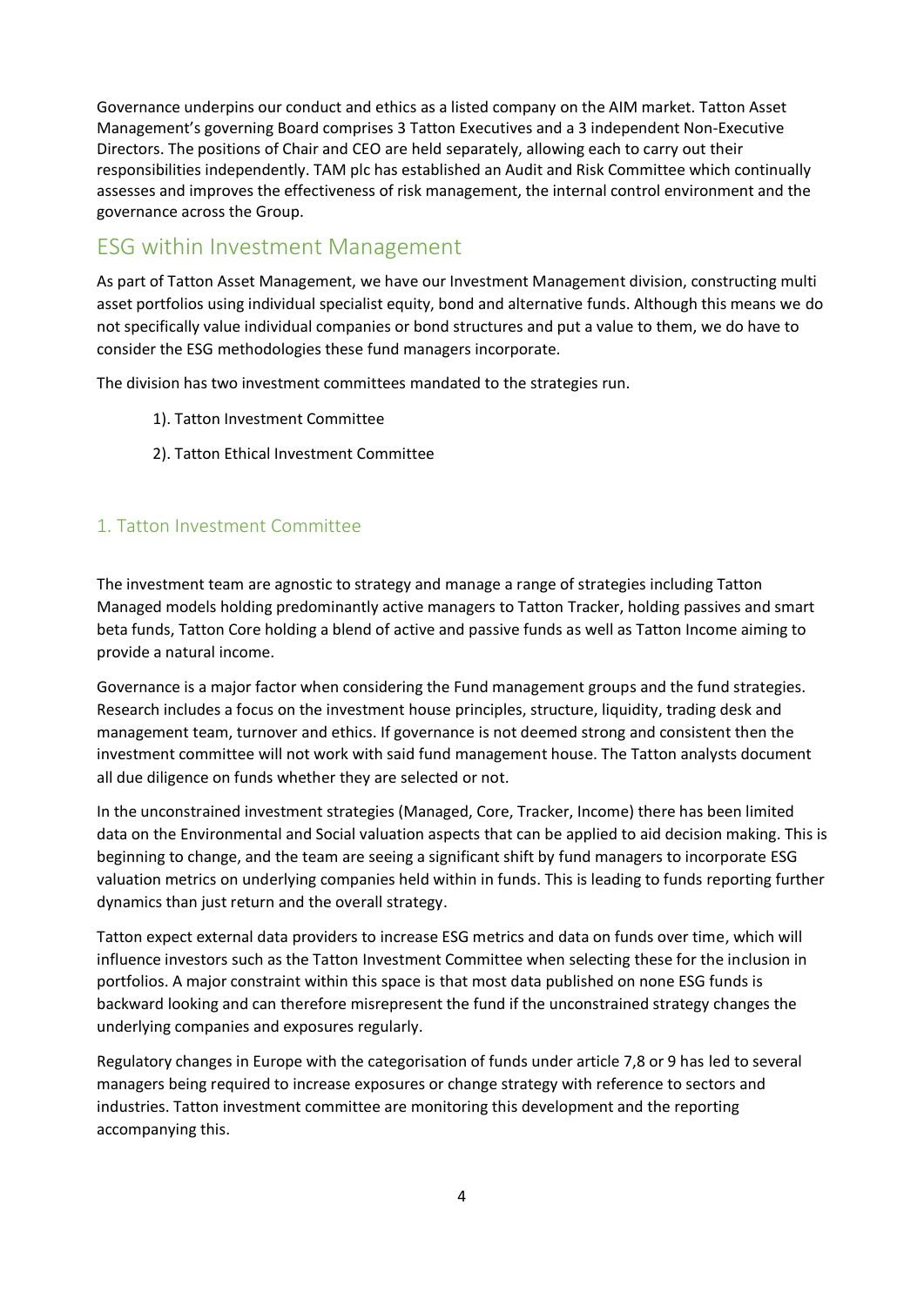Governance underpins our conduct and ethics as a listed company on the AIM market. Tatton Asset Management's governing Board comprises 3 Tatton Executives and a 3 independent Non-Executive Directors. The positions of Chair and CEO are held separately, allowing each to carry out their responsibilities independently. TAM plc has established an Audit and Risk Committee which continually assesses and improves the effectiveness of risk management, the internal control environment and the governance across the Group.

## ESG within Investment Management

As part of Tatton Asset Management, we have our Investment Management division, constructing multi asset portfolios using individual specialist equity, bond and alternative funds. Although this means we do not specifically value individual companies or bond structures and put a value to them, we do have to consider the ESG methodologies these fund managers incorporate.

The division has two investment committees mandated to the strategies run.

1). Tatton Investment Committee

2). Tatton Ethical Investment Committee

### 1. Tatton Investment Committee

The investment team are agnostic to strategy and manage a range of strategies including Tatton Managed models holding predominantly active managers to Tatton Tracker, holding passives and smart beta funds, Tatton Core holding a blend of active and passive funds as well as Tatton Income aiming to provide a natural income.

Governance is a major factor when considering the Fund management groups and the fund strategies. Research includes a focus on the investment house principles, structure, liquidity, trading desk and management team, turnover and ethics. If governance is not deemed strong and consistent then the investment committee will not work with said fund management house. The Tatton analysts document all due diligence on funds whether they are selected or not.

In the unconstrained investment strategies (Managed, Core, Tracker, Income) there has been limited data on the Environmental and Social valuation aspects that can be applied to aid decision making. This is beginning to change, and the team are seeing a significant shift by fund managers to incorporate ESG valuation metrics on underlying companies held within in funds. This is leading to funds reporting further dynamics than just return and the overall strategy.

Tatton expect external data providers to increase ESG metrics and data on funds over time, which will influence investors such as the Tatton Investment Committee when selecting these for the inclusion in portfolios. A major constraint within this space is that most data published on none ESG funds is backward looking and can therefore misrepresent the fund if the unconstrained strategy changes the underlying companies and exposures regularly.

Regulatory changes in Europe with the categorisation of funds under article 7,8 or 9 has led to several managers being required to increase exposures or change strategy with reference to sectors and industries. Tatton investment committee are monitoring this development and the reporting accompanying this.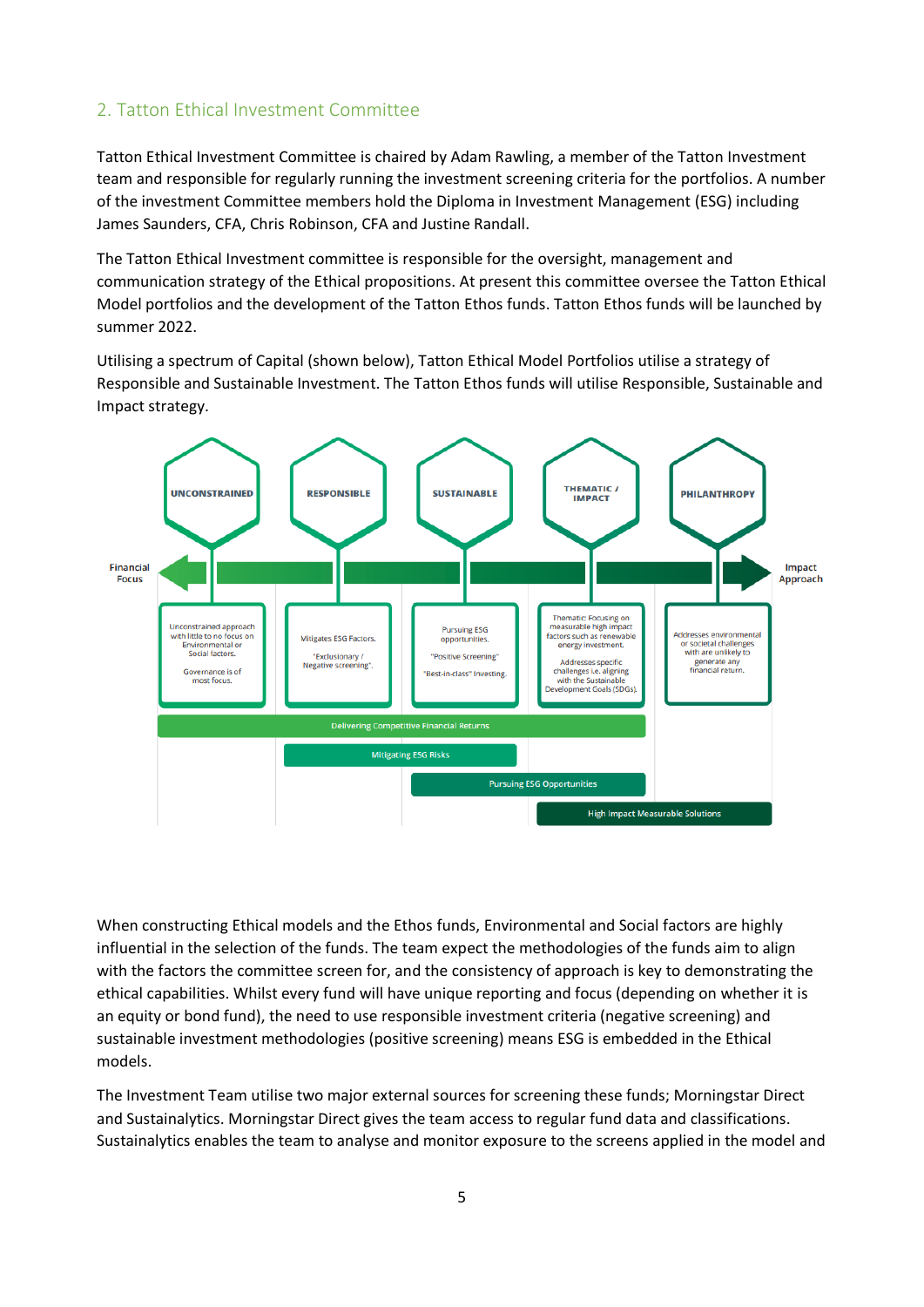## 2. Tatton Ethical Investment Committee

Tatton Ethical Investment Committee is chaired by Adam Rawling, a member of the Tatton Investment team and responsible for regularly running the investment screening criteria for the portfolios. A number of the investment Committee members hold the Diploma in Investment Management (ESG) including James Saunders, CFA, Chris Robinson, CFA and Justine Randall.

The Tatton Ethical Investment committee is responsible for the oversight, management and communication strategy of the Ethical propositions. At present this committee oversee the Tatton Ethical Model portfolios and the development of the Tatton Ethos funds. Tatton Ethos funds will be launched by summer 2022.

Utilising a spectrum of Capital (shown below), Tatton Ethical Model Portfolios utilise a strategy of Responsible and Sustainable Investment. The Tatton Ethos funds will utilise Responsible, Sustainable and Impact strategy.

Financial Focus ← → Impact Approach

| UNCONSTRAINED | RESPONSIBLE | SUSTAINABLE | THEMATIC / IMPACT | PHILANTHROPY |
|---|---|---|---|---|
| Unconstrained approach with little to no focus on Environmental or Social factors. Governance is of most focus. | Mitigates ESG Factors. "Exclusionary / Negative screening". | Pursuing ESG opportunities. "Positive Screening" "Best-in-class" Investing. | Thematic: Focusing on measurable high impact factors such as renewable energy investment. Addresses specific challenges i.e. aligning with the Sustainable Development Goals (SDGs). | Addresses environmental or societal challenges with are unlikely to generate any financial return. |

- Delivering Competitive Financial Returns (Unconstrained – Thematic / Impact)
- Mitigating ESG Risks (Responsible – Sustainable)
- Pursuing ESG Opportunities (Sustainable – Thematic / Impact)
- High Impact Measurable Solutions (Thematic / Impact – Philanthropy)

When constructing Ethical models and the Ethos funds, Environmental and Social factors are highly influential in the selection of the funds. The team expect the methodologies of the funds aim to align with the factors the committee screen for, and the consistency of approach is key to demonstrating the ethical capabilities. Whilst every fund will have unique reporting and focus (depending on whether it is an equity or bond fund), the need to use responsible investment criteria (negative screening) and sustainable investment methodologies (positive screening) means ESG is embedded in the Ethical models.

The Investment Team utilise two major external sources for screening these funds; Morningstar Direct and Sustainalytics. Morningstar Direct gives the team access to regular fund data and classifications. Sustainalytics enables the team to analyse and monitor exposure to the screens applied in the model and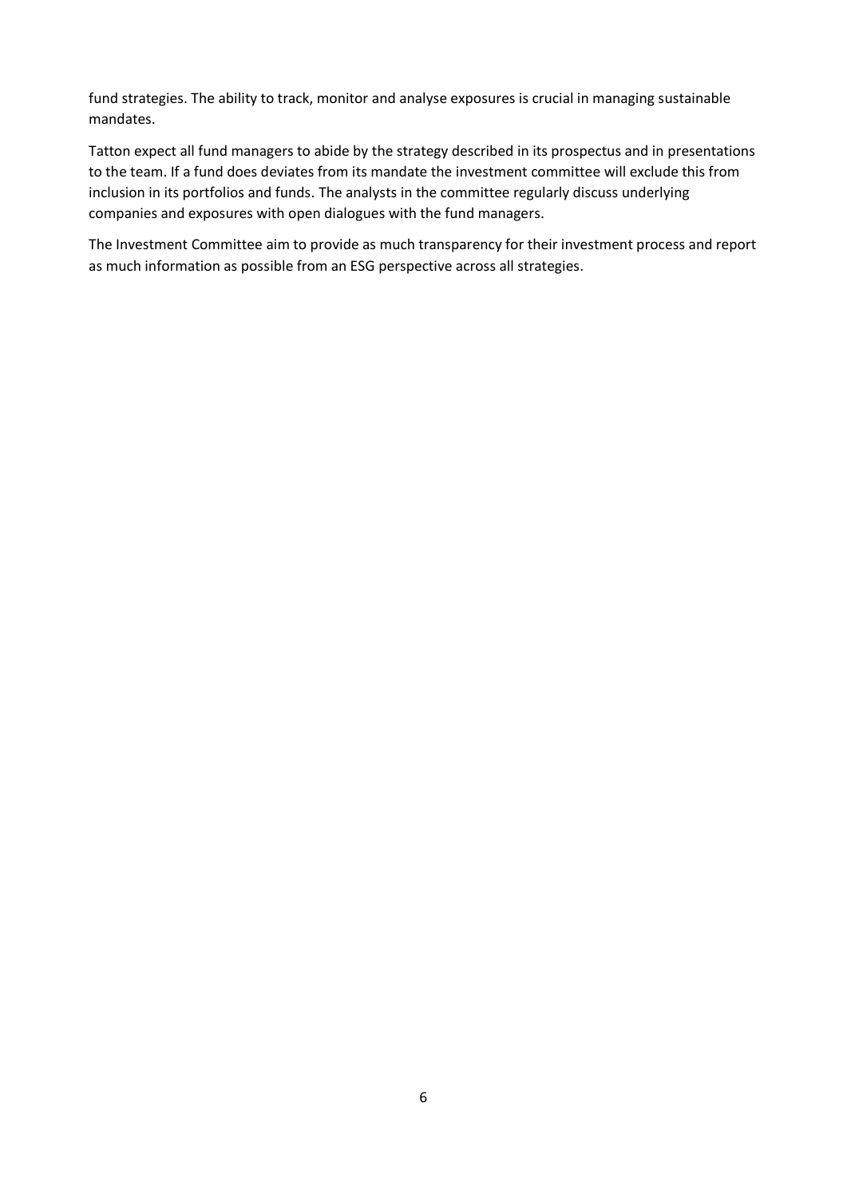fund strategies. The ability to track, monitor and analyse exposures is crucial in managing sustainable mandates.

Tatton expect all fund managers to abide by the strategy described in its prospectus and in presentations to the team. If a fund does deviates from its mandate the investment committee will exclude this from inclusion in its portfolios and funds. The analysts in the committee regularly discuss underlying companies and exposures with open dialogues with the fund managers.

The Investment Committee aim to provide as much transparency for their investment process and report as much information as possible from an ESG perspective across all strategies.